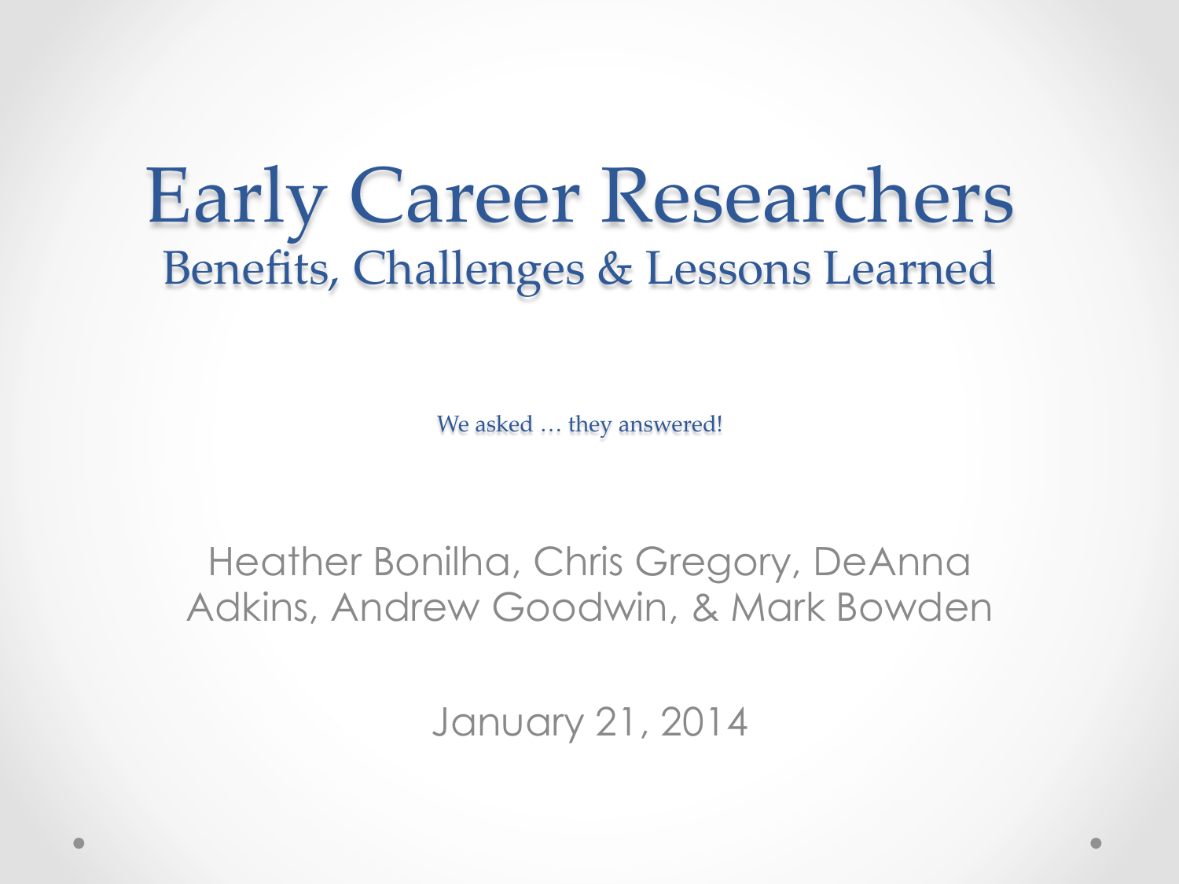# Early Career Researchers

## Benefits, Challenges & Lessons Learned

We asked … they answered!

Heather Bonilha, Chris Gregory, DeAnna Adkins, Andrew Goodwin, & Mark Bowden

January 21, 2014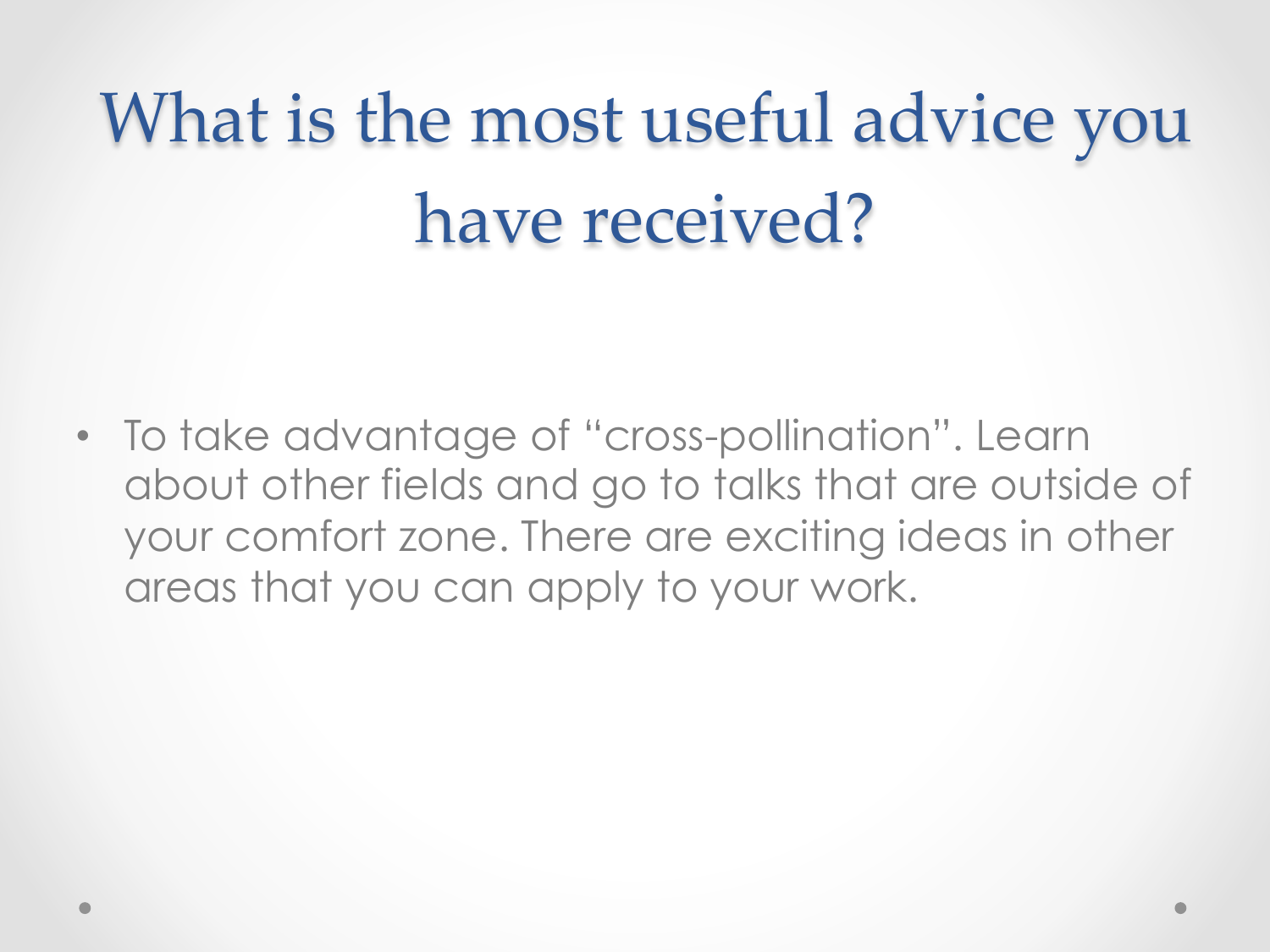# What is the most useful advice you have received?

- To take advantage of "cross-pollination". Learn about other fields and go to talks that are outside of your comfort zone. There are exciting ideas in other areas that you can apply to your work.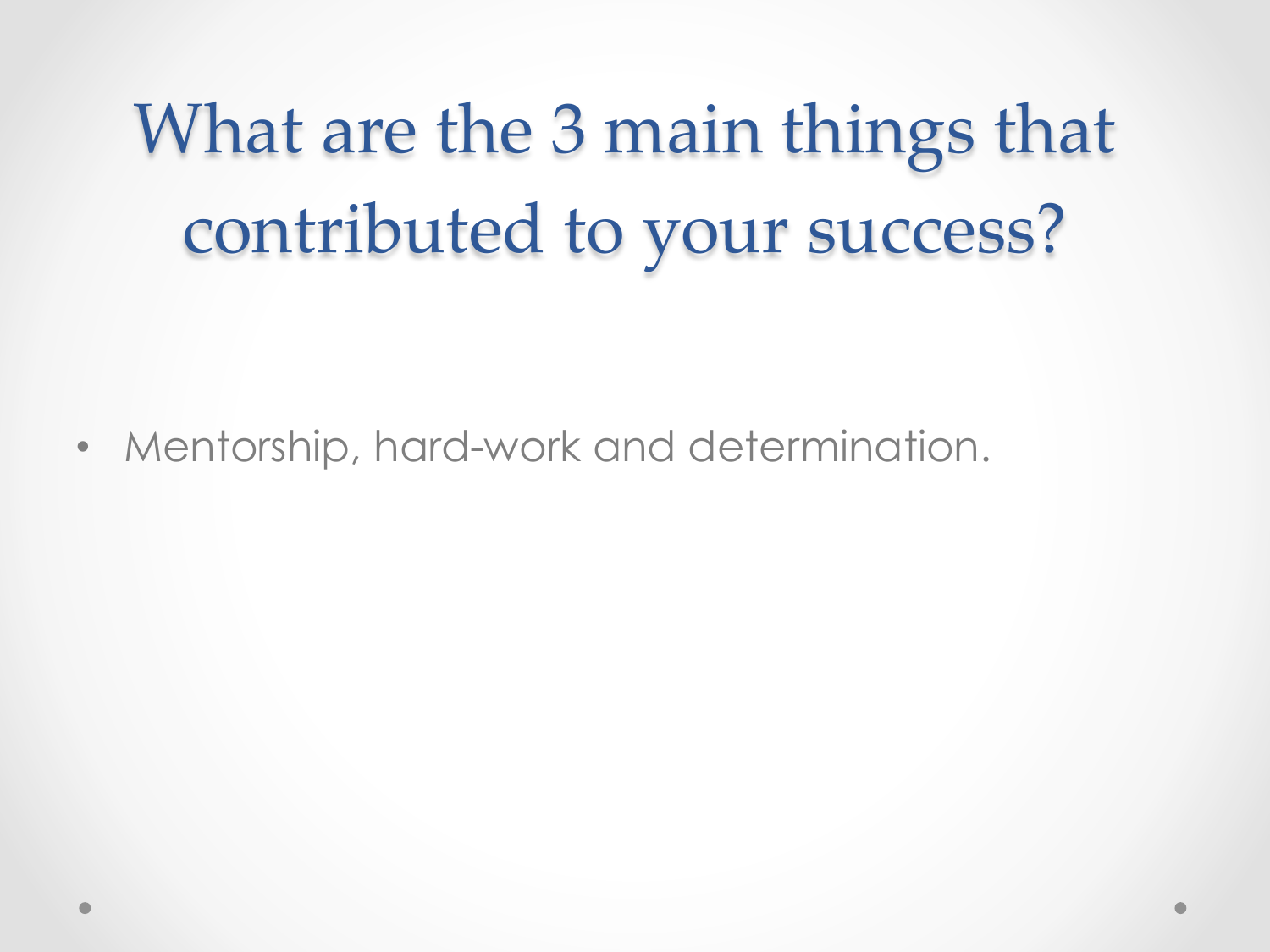# What are the 3 main things that contributed to your success?

- Mentorship, hard-work and determination.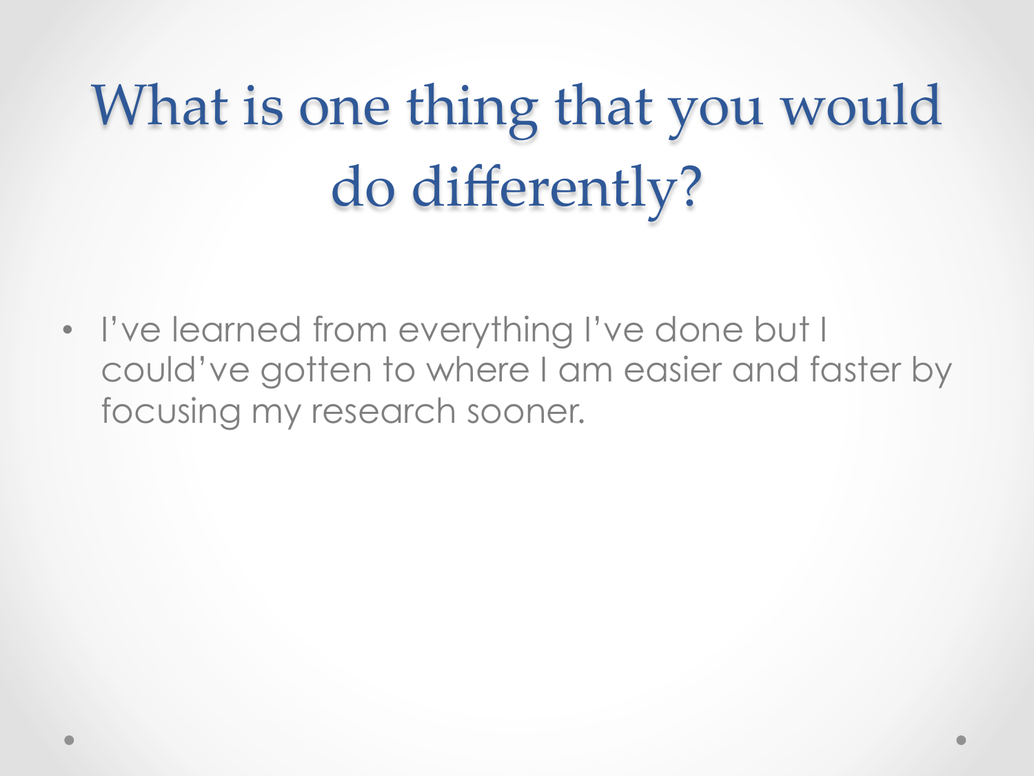# What is one thing that you would do differently?

- I've learned from everything I've done but I could've gotten to where I am easier and faster by focusing my research sooner.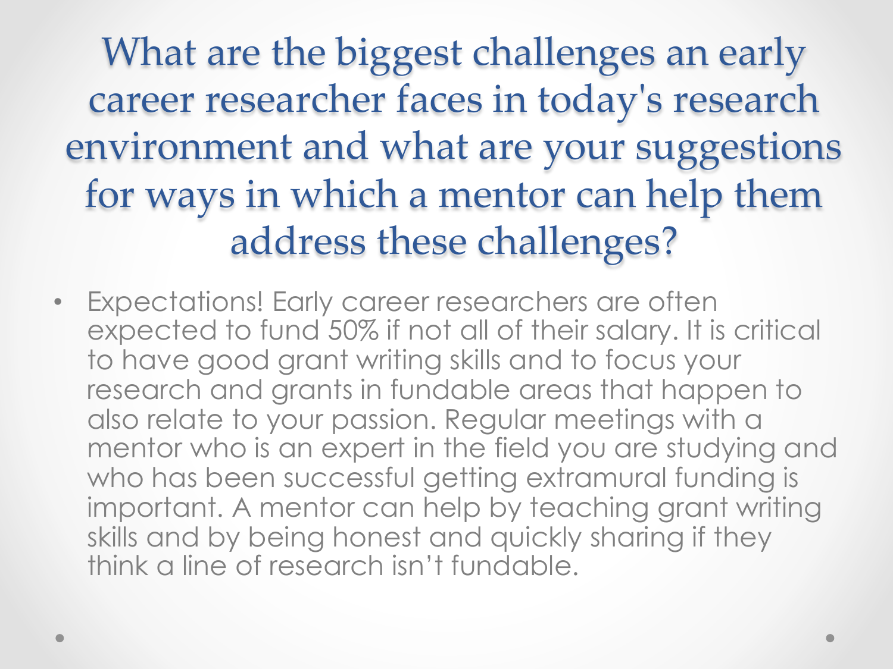# What are the biggest challenges an early career researcher faces in today's research environment and what are your suggestions for ways in which a mentor can help them address these challenges?

- Expectations! Early career researchers are often expected to fund 50% if not all of their salary. It is critical to have good grant writing skills and to focus your research and grants in fundable areas that happen to also relate to your passion. Regular meetings with a mentor who is an expert in the field you are studying and who has been successful getting extramural funding is important. A mentor can help by teaching grant writing skills and by being honest and quickly sharing if they think a line of research isn't fundable.